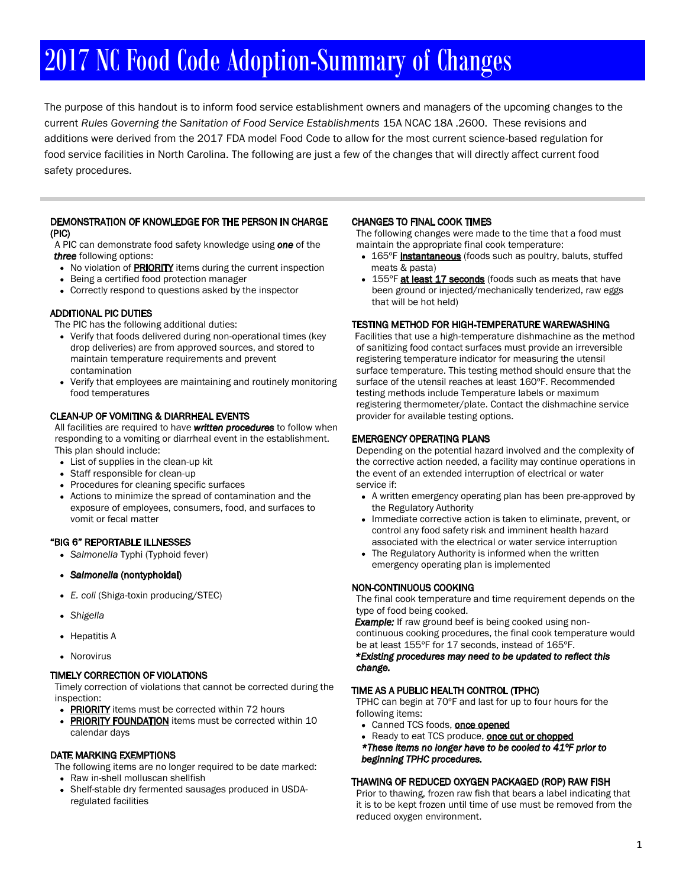# 2017 NC Food Code Adoption-Summary of Changes

The purpose of this handout is to inform food service establishment owners and managers of the upcoming changes to the current *Rules Governing the Sanitation of Food Service Establishments* 15A NCAC 18A .2600. These revisions and additions were derived from the 2017 FDA model Food Code to allow for the most current science-based regulation for food service facilities in North Carolina. The following are just a few of the changes that will directly affect current food safety procedures.

### DEMONSTRATION OF KNOWLEDGE FOR THE PERSON IN CHARGE (PIC)

A PIC can demonstrate food safety knowledge using ***one*** of the ***three*** following options:

- No violation of **PRIORITY** items during the current inspection
- Being a certified food protection manager
- Correctly respond to questions asked by the inspector

### ADDITIONAL PIC DUTIES

The PIC has the following additional duties:

- Verify that foods delivered during non-operational times (key drop deliveries) are from approved sources, and stored to maintain temperature requirements and prevent contamination
- Verify that employees are maintaining and routinely monitoring food temperatures

### CLEAN-UP OF VOMITING & DIARRHEAL EVENTS

All facilities are required to have ***written procedures*** to follow when responding to a vomiting or diarrheal event in the establishment. This plan should include:

- List of supplies in the clean-up kit
- Staff responsible for clean-up
- Procedures for cleaning specific surfaces
- Actions to minimize the spread of contamination and the exposure of employees, consumers, food, and surfaces to vomit or fecal matter

### "BIG 6" REPORTABLE ILLNESSES

- *Salmonella* Typhi (Typhoid fever)
- ***Salmonella* (nontyphoidal)**
- *E. coli* (Shiga-toxin producing/STEC)
- *Shigella*
- Hepatitis A
- Norovirus

### TIMELY CORRECTION OF VIOLATIONS

Timely correction of violations that cannot be corrected during the inspection:

- **PRIORITY** items must be corrected within 72 hours
- **PRIORITY FOUNDATION** items must be corrected within 10 calendar days

### DATE MARKING EXEMPTIONS

The following items are no longer required to be date marked:

- Raw in-shell molluscan shellfish
- Shelf-stable dry fermented sausages produced in USDA-regulated facilities

### CHANGES TO FINAL COOK TIMES

The following changes were made to the time that a food must maintain the appropriate final cook temperature:

- 165ºF **Instantaneous** (foods such as poultry, baluts, stuffed meats & pasta)
- 155ºF **at least 17 seconds** (foods such as meats that have been ground or injected/mechanically tenderized, raw eggs that will be hot held)

### TESTING METHOD FOR HIGH-TEMPERATURE WAREWASHING

Facilities that use a high-temperature dishmachine as the method of sanitizing food contact surfaces must provide an irreversible registering temperature indicator for measuring the utensil surface temperature. This testing method should ensure that the surface of the utensil reaches at least 160ºF. Recommended testing methods include Temperature labels or maximum registering thermometer/plate. Contact the dishmachine service provider for available testing options.

### EMERGENCY OPERATING PLANS

Depending on the potential hazard involved and the complexity of the corrective action needed, a facility may continue operations in the event of an extended interruption of electrical or water service if:

- A written emergency operating plan has been pre-approved by the Regulatory Authority
- Immediate corrective action is taken to eliminate, prevent, or control any food safety risk and imminent health hazard associated with the electrical or water service interruption
- The Regulatory Authority is informed when the written emergency operating plan is implemented

### NON-CONTINUOUS COOKING

The final cook temperature and time requirement depends on the type of food being cooked.

***Example:*** If raw ground beef is being cooked using non-continuous cooking procedures, the final cook temperature would be at least 155ºF for 17 seconds, instead of 165ºF.

***\*Existing procedures may need to be updated to reflect this change.***

### TIME AS A PUBLIC HEALTH CONTROL (TPHC)

TPHC can begin at 70ºF and last for up to four hours for the following items:

- Canned TCS foods, **once opened**
- Ready to eat TCS produce, **once cut or chopped**

***\*These items no longer have to be cooled to 41ºF prior to beginning TPHC procedures.***

### THAWING OF REDUCED OXYGEN PACKAGED (ROP) RAW FISH

Prior to thawing, frozen raw fish that bears a label indicating that it is to be kept frozen until time of use must be removed from the reduced oxygen environment.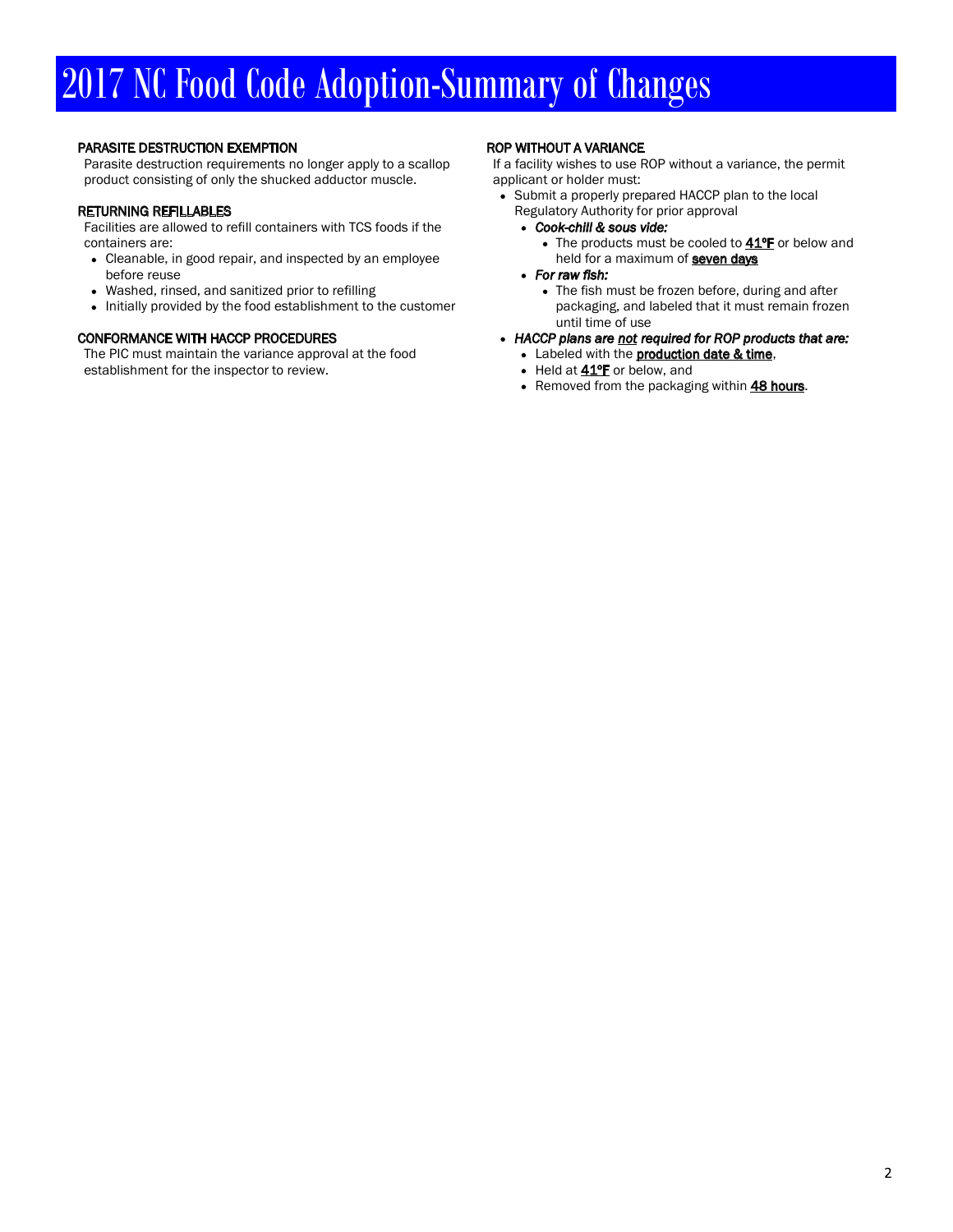# 2017 NC Food Code Adoption-Summary of Changes

### PARASITE DESTRUCTION EXEMPTION

Parasite destruction requirements no longer apply to a scallop product consisting of only the shucked adductor muscle.

### RETURNING REFILLABLES

Facilities are allowed to refill containers with TCS foods if the containers are:

- Cleanable, in good repair, and inspected by an employee before reuse
- Washed, rinsed, and sanitized prior to refilling
- Initially provided by the food establishment to the customer

### CONFORMANCE WITH HACCP PROCEDURES

The PIC must maintain the variance approval at the food establishment for the inspector to review.

### ROP WITHOUT A VARIANCE

If a facility wishes to use ROP without a variance, the permit applicant or holder must:

- Submit a properly prepared HACCP plan to the local Regulatory Authority for prior approval
  - ***Cook-chill & sous vide:***
    - The products must be cooled to **41ºF** or below and held for a maximum of **seven days**
  - ***For raw fish:***
    - The fish must be frozen before, during and after packaging, and labeled that it must remain frozen until time of use
- ***HACCP plans are not required for ROP products that are:***
  - Labeled with the **production date & time**,
  - Held at **41ºF** or below, and
  - Removed from the packaging within **48 hours**.